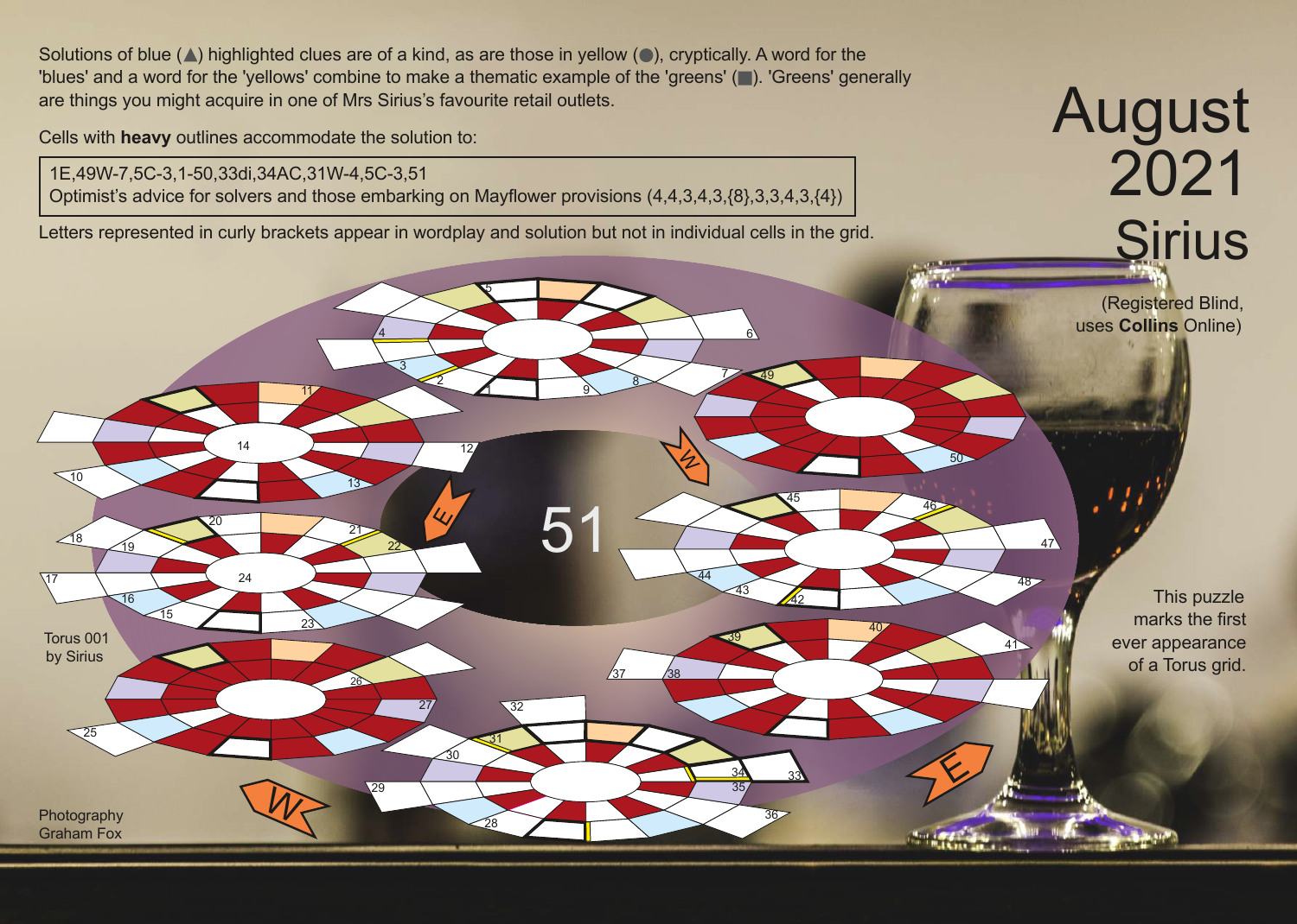# August 2021

# Sirius

(Registered Blind, uses **Collins** Online)

Solutions of blue (▲) highlighted clues are of a kind, as are those in yellow (●), cryptically. A word for the 'blues' and a word for the 'yellows' combine to make a thematic example of the 'greens' (■). 'Greens' generally are things you might acquire in one of Mrs Sirius's favourite retail outlets.

Cells with **heavy** outlines accommodate the solution to:

> 1E,49W-7,5C-3,1-50,33di,34AC,31W-4,5C-3,51
> Optimist's advice for solvers and those embarking on Mayflower provisions (4,4,3,4,3,{8},3,3,4,3,{4})

Letters represented in curly brackets appear in wordplay and solution but not in individual cells in the grid.

51

Torus 001 by Sirius

This puzzle marks the first ever appearance of a Torus grid.

Photography Graham Fox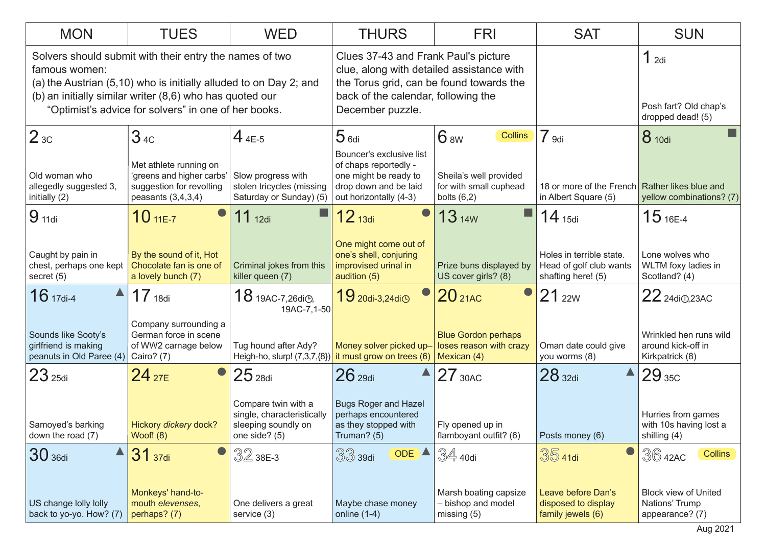| MON | TUES | WED | THURS | FRI | SAT | SUN |
|---|---|---|---|---|---|---|
| Solvers should submit with their entry the names of two famous women: (a) the Austrian (5,10) who is initially alluded to on Day 2; and (b) an initially similar writer (8,6) who has quoted our "Optimist's advice for solvers" in one of her books. | | | Clues 37-43 and Frank Paul's picture clue, along with detailed assistance with the Torus grid, can be found towards the back of the calendar, following the December puzzle. | | | **1** 2di<br>Posh fart? Old chap's dropped dead! (5) |
| **2** 3C<br>Old woman who allegedly suggested 3, initially (2) | **3** 4C<br>Met athlete running on 'greens and higher carbs' suggestion for revolting peasants (3,4,3,4) | **4** 4E-5<br>Slow progress with stolen tricycles (missing Saturday or Sunday) (5) | **5** 6di<br>Bouncer's exclusive list of chaps reportedly - one might be ready to drop down and be laid out horizontally (4-3) | **6** 8W (Collins)<br>Sheila's well provided for with small cuphead bolts (6,2) | **7** 9di<br>18 or more of the French in Albert Square (5) | **8** 10di ■<br>Rather likes blue and yellow combinations? (7) |
| **9** 11di<br>Caught by pain in chest, perhaps one kept secret (5) | **10** 11E-7 ●<br>By the sound of it, Hot Chocolate fan is one of a lovely bunch (7) | **11** 12di ■<br>Criminal jokes from this killer queen (7) | **12** 13di ●<br>One might come out of one's shell, conjuring improvised urinal in audition (5) | **13** 14W ■<br>Prize buns displayed by US cover girls? (8) | **14** 15di<br>Holes in terrible state. Head of golf club wants shafting here! (5) | **15** 16E-4<br>Lone wolves who WLTM foxy ladies in Scotland? (4) |
| **16** 17di-4 ▲<br>Sounds like Sooty's girlfriend is making peanuts in Old Paree (4) | **17** 18di<br>Company surrounding a German force in scene of WW2 carnage below Cairo? (7) | **18** 19AC-7,26di◷, 19AC-7,1-50<br>Tug hound after Ady? Heigh-ho, slurp! (7,3,7,{8}) | **19** 20di-3,24di◷ ●<br>Money solver picked up– it must grow on trees (6) | **20** 21AC ●<br>Blue Gordon perhaps loses reason with crazy Mexican (4) | **21** 22W<br>Oman date could give you worms (8) | **22** 24di◷,23AC<br>Wrinkled hen runs wild around kick-off in Kirkpatrick (8) |
| **23** 25di<br>Samoyed's barking down the road (7) | **24** 27E ●<br>Hickory *dickery* dock? Woof! (8) | **25** 28di<br>Compare twin with a single, characteristically sleeping soundly on one side? (5) | **26** 29di ▲<br>Bugs Roger and Hazel perhaps encountered as they stopped with Truman? (5) | **27** 30AC<br>Fly opened up in flamboyant outfit? (6) | **28** 32di ▲<br>Posts money (6) | **29** 35C<br>Hurries from games with 10s having lost a shilling (4) |
| **30** 36di ▲<br>US change lolly lolly back to yo-yo. How? (7) | **31** 37di ●<br>Monkeys' hand-to-mouth *elevenses*, perhaps? (7) | **32** 38E-3<br>One delivers a great service (3) | **33** 39di (ODE) ▲<br>Maybe chase money online (1-4) | **34** 40di<br>Marsh boating capsize – bishop and model missing (5) | **35** 41di ●<br>Leave before Dan's disposed to display family jewels (6) | **36** 42AC (Collins)<br>Block view of United Nations' Trump appearance? (7) |

Aug 2021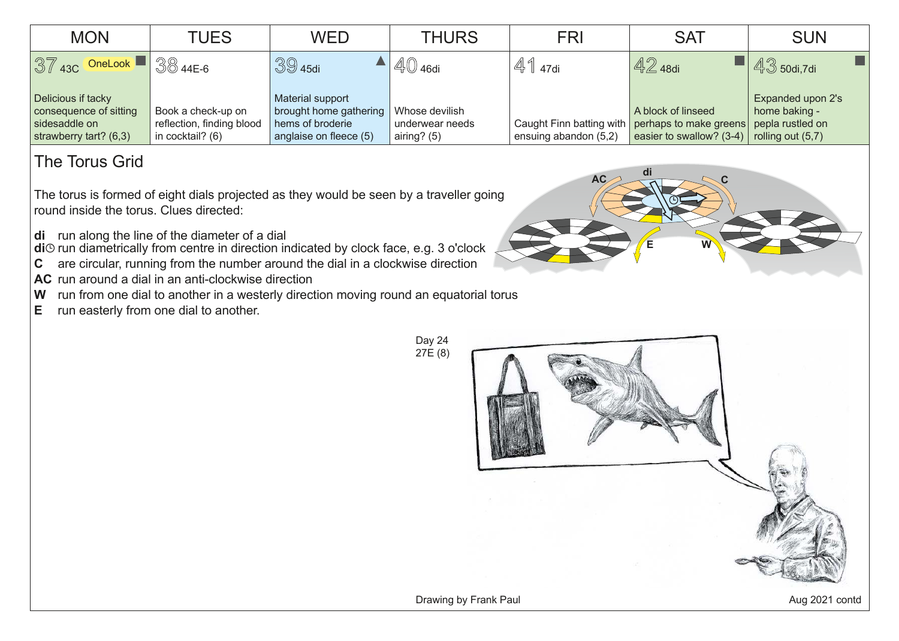| MON | TUES | WED | THURS | FRI | SAT | SUN |
|---|---|---|---|---|---|---|
| 37 43C OneLook | 38 44E-6 | 39 45di | 40 46di | 41 47di | 42 48di | 43 50di,7di |
| Delicious if tacky consequence of sitting sidesaddle on strawberry tart? (6,3) | Book a check-up on reflection, finding blood in cocktail? (6) | Material support brought home gathering hems of broderie anglaise on fleece (5) | Whose devilish underwear needs airing? (5) | Caught Finn batting with ensuing abandon (5,2) | A block of linseed perhaps to make greens easier to swallow? (3-4) | Expanded upon 2's home baking - pepla rustled on rolling out (5,7) |

## The Torus Grid

The torus is formed of eight dials projected as they would be seen by a traveller going round inside the torus. Clues directed:

**di** run along the line of the diameter of a dial
**di**◷ run diametrically from centre in direction indicated by clock face, e.g. 3 o'clock
**C** are circular, running from the number around the dial in a clockwise direction
**AC** run around a dial in an anti-clockwise direction
**W** run from one dial to another in a westerly direction moving round an equatorial torus
**E** run easterly from one dial to another.

Day 24
27E (8)

Drawing by Frank Paul

Aug 2021 contd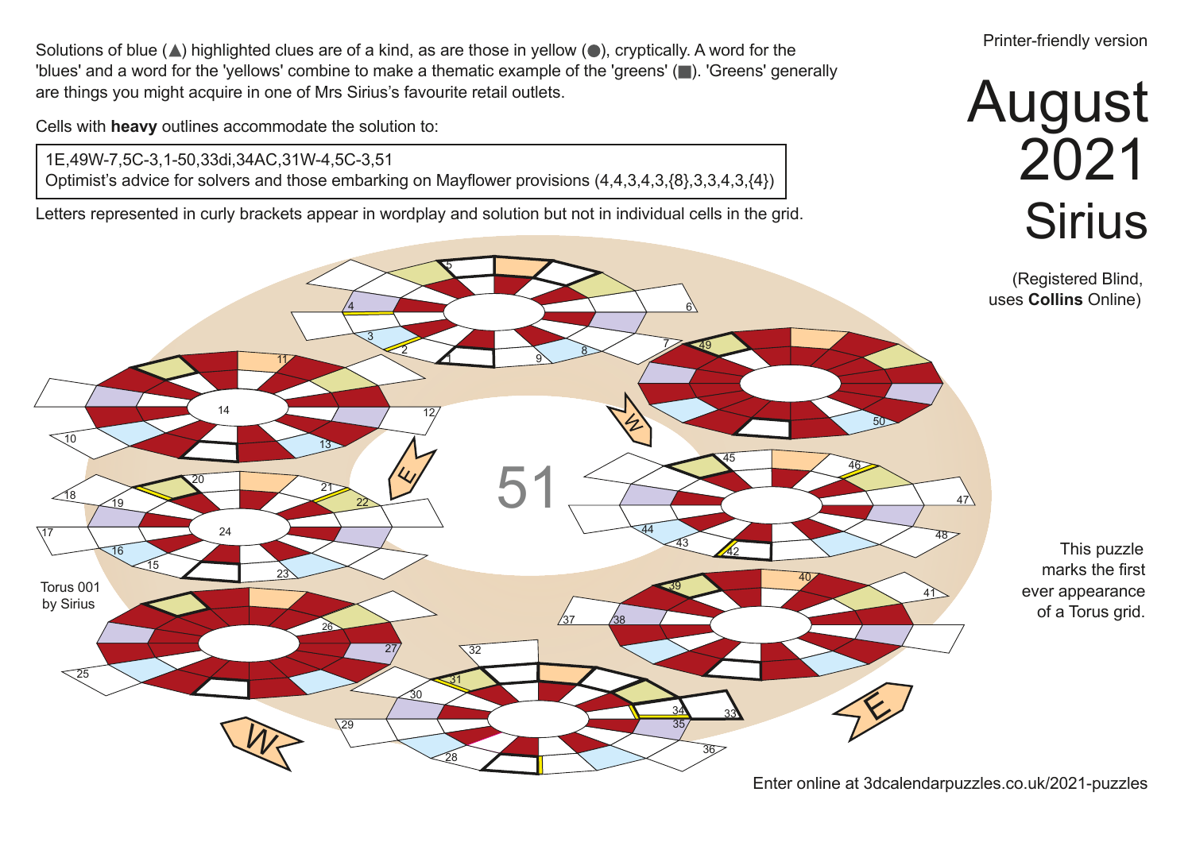Printer-friendly version

# August 2021 Sirius

(Registered Blind, uses **Collins** Online)

Solutions of blue (▲) highlighted clues are of a kind, as are those in yellow (●), cryptically. A word for the 'blues' and a word for the 'yellows' combine to make a thematic example of the 'greens' (■). 'Greens' generally are things you might acquire in one of Mrs Sirius's favourite retail outlets.

Cells with **heavy** outlines accommodate the solution to:

1E,49W-7,5C-3,1-50,33di,34AC,31W-4,5C-3,51
Optimist's advice for solvers and those embarking on Mayflower provisions (4,4,3,4,3,{8},3,3,4,3,{4})

Letters represented in curly brackets appear in wordplay and solution but not in individual cells in the grid.

Torus 001
by Sirius

This puzzle marks the first ever appearance of a Torus grid.

Enter online at 3dcalendarpuzzles.co.uk/2021-puzzles